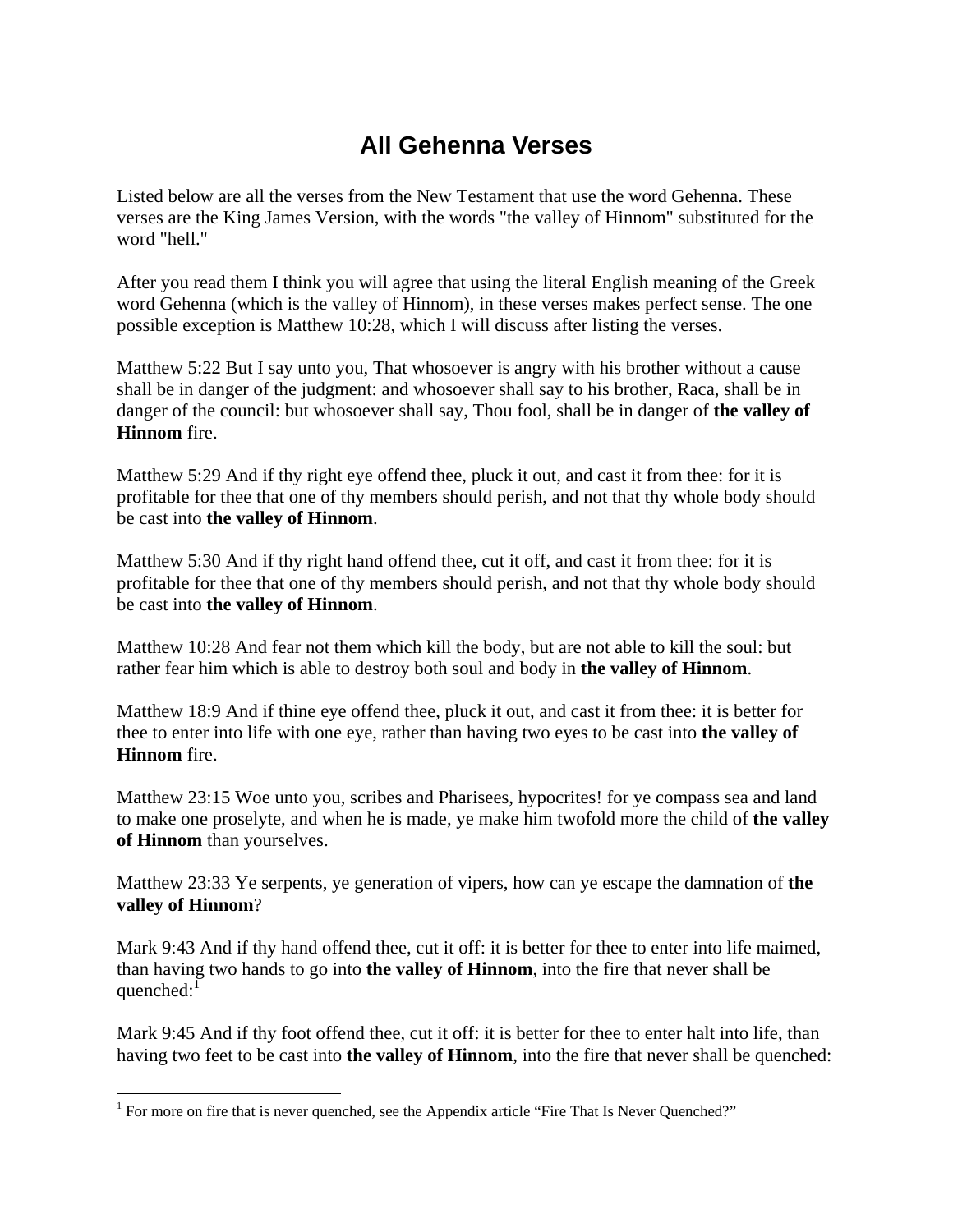# All Gehenna Verses

Listed below are all the verses from the New Testament that use the word Gehenna. These verses are the King James Version, with the words "the valley of Hinnom" substituted for the word "hell."

After you read them I think you will agree that using the literal English meaning of the Greek word Gehenna (which is the valley of Hinnom), in these verses makes perfect sense. The one possible exception is Matthew 10:28, which I will discuss after listing the verses.

Matthew 5:22 But I say unto you, That whosoever is angry with his brother without a cause shall be in danger of the judgment: and whosoever shall say to his brother, Raca, shall be in danger of the council: but whosoever shall say, Thou fool, shall be in danger of **the valley of Hinnom** fire.

Matthew 5:29 And if thy right eye offend thee, pluck it out, and cast it from thee: for it is profitable for thee that one of thy members should perish, and not that thy whole body should be cast into **the valley of Hinnom**.

Matthew 5:30 And if thy right hand offend thee, cut it off, and cast it from thee: for it is profitable for thee that one of thy members should perish, and not that thy whole body should be cast into **the valley of Hinnom**.

Matthew 10:28 And fear not them which kill the body, but are not able to kill the soul: but rather fear him which is able to destroy both soul and body in **the valley of Hinnom**.

Matthew 18:9 And if thine eye offend thee, pluck it out, and cast it from thee: it is better for thee to enter into life with one eye, rather than having two eyes to be cast into **the valley of Hinnom** fire.

Matthew 23:15 Woe unto you, scribes and Pharisees, hypocrites! for ye compass sea and land to make one proselyte, and when he is made, ye make him twofold more the child of **the valley of Hinnom** than yourselves.

Matthew 23:33 Ye serpents, ye generation of vipers, how can ye escape the damnation of **the valley of Hinnom**?

Mark 9:43 And if thy hand offend thee, cut it off: it is better for thee to enter into life maimed, than having two hands to go into **the valley of Hinnom**, into the fire that never shall be quenched:[1]

Mark 9:45 And if thy foot offend thee, cut it off: it is better for thee to enter halt into life, than having two feet to be cast into **the valley of Hinnom**, into the fire that never shall be quenched:

[1] For more on fire that is never quenched, see the Appendix article "Fire That Is Never Quenched?"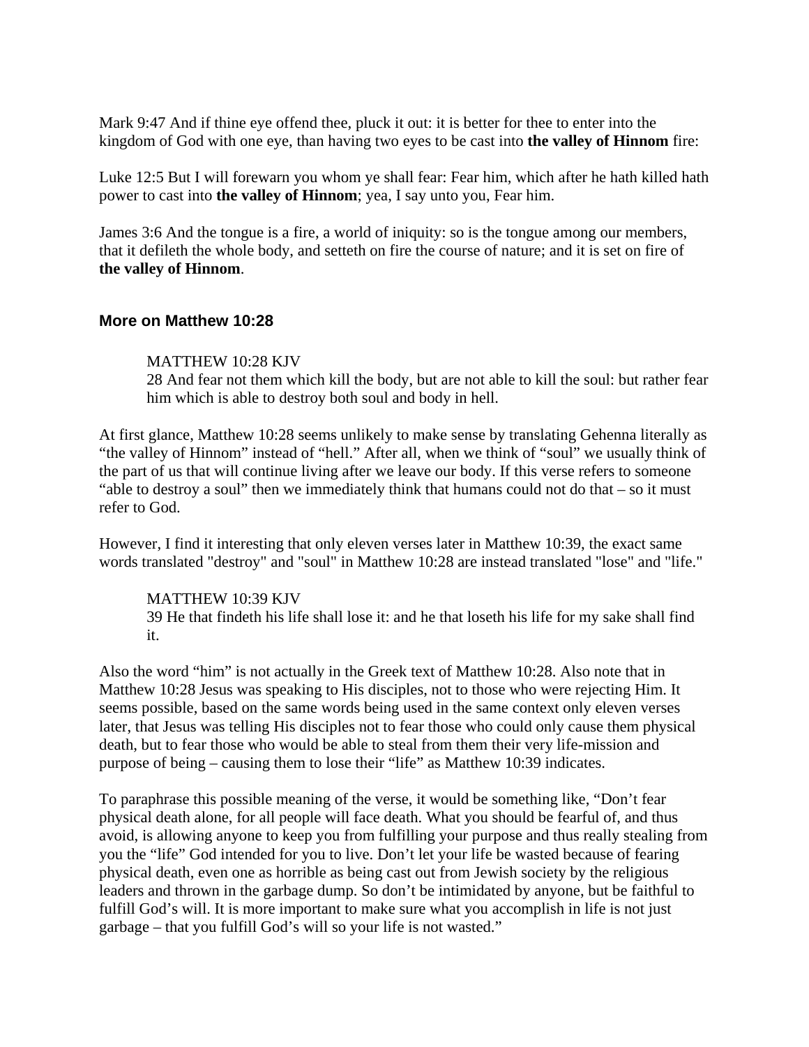Mark 9:47 And if thine eye offend thee, pluck it out: it is better for thee to enter into the kingdom of God with one eye, than having two eyes to be cast into **the valley of Hinnom** fire:

Luke 12:5 But I will forewarn you whom ye shall fear: Fear him, which after he hath killed hath power to cast into **the valley of Hinnom**; yea, I say unto you, Fear him.

James 3:6 And the tongue is a fire, a world of iniquity: so is the tongue among our members, that it defileth the whole body, and setteth on fire the course of nature; and it is set on fire of **the valley of Hinnom**.

### More on Matthew 10:28

> MATTHEW 10:28 KJV
> 28 And fear not them which kill the body, but are not able to kill the soul: but rather fear him which is able to destroy both soul and body in hell.

At first glance, Matthew 10:28 seems unlikely to make sense by translating Gehenna literally as "the valley of Hinnom" instead of "hell." After all, when we think of "soul" we usually think of the part of us that will continue living after we leave our body. If this verse refers to someone "able to destroy a soul" then we immediately think that humans could not do that – so it must refer to God.

However, I find it interesting that only eleven verses later in Matthew 10:39, the exact same words translated "destroy" and "soul" in Matthew 10:28 are instead translated "lose" and "life."

> MATTHEW 10:39 KJV
> 39 He that findeth his life shall lose it: and he that loseth his life for my sake shall find it.

Also the word "him" is not actually in the Greek text of Matthew 10:28. Also note that in Matthew 10:28 Jesus was speaking to His disciples, not to those who were rejecting Him. It seems possible, based on the same words being used in the same context only eleven verses later, that Jesus was telling His disciples not to fear those who could only cause them physical death, but to fear those who would be able to steal from them their very life-mission and purpose of being – causing them to lose their "life" as Matthew 10:39 indicates.

To paraphrase this possible meaning of the verse, it would be something like, "Don't fear physical death alone, for all people will face death. What you should be fearful of, and thus avoid, is allowing anyone to keep you from fulfilling your purpose and thus really stealing from you the "life" God intended for you to live. Don't let your life be wasted because of fearing physical death, even one as horrible as being cast out from Jewish society by the religious leaders and thrown in the garbage dump. So don't be intimidated by anyone, but be faithful to fulfill God's will. It is more important to make sure what you accomplish in life is not just garbage – that you fulfill God's will so your life is not wasted."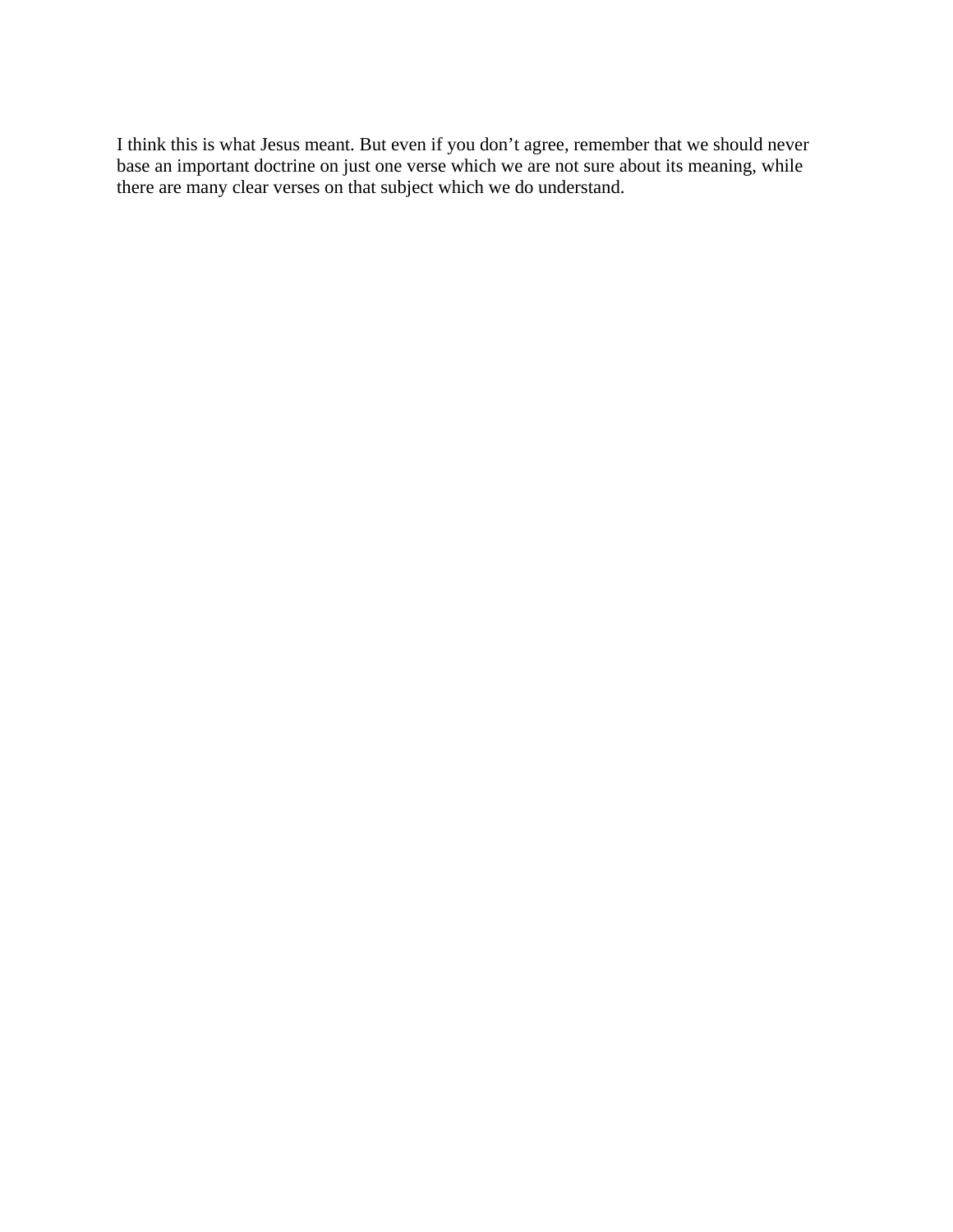I think this is what Jesus meant. But even if you don't agree, remember that we should never base an important doctrine on just one verse which we are not sure about its meaning, while there are many clear verses on that subject which we do understand.